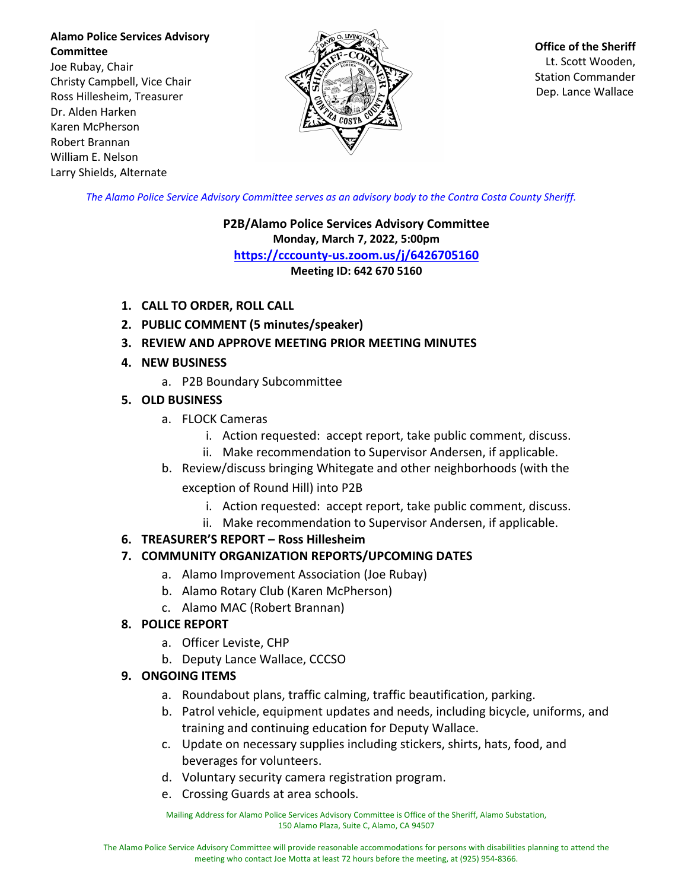**Alamo Police Services Advisory Committee**
Joe Rubay, Chair
Christy Campbell, Vice Chair
Ross Hillesheim, Treasurer
Dr. Alden Harken
Karen McPherson
Robert Brannan
William E. Nelson
Larry Shields, Alternate

**Office of the Sheriff**
Lt. Scott Wooden,
Station Commander
Dep. Lance Wallace

*The Alamo Police Service Advisory Committee serves as an advisory body to the Contra Costa County Sheriff.*

**P2B/Alamo Police Services Advisory Committee**
**Monday, March 7, 2022, 5:00pm**
**https://cccounty-us.zoom.us/j/6426705160**
**Meeting ID: 642 670 5160**

1. **CALL TO ORDER, ROLL CALL**
2. **PUBLIC COMMENT (5 minutes/speaker)**
3. **REVIEW AND APPROVE MEETING PRIOR MEETING MINUTES**
4. **NEW BUSINESS**
    a. P2B Boundary Subcommittee
5. **OLD BUSINESS**
    a. FLOCK Cameras
        i. Action requested: accept report, take public comment, discuss.
        ii. Make recommendation to Supervisor Andersen, if applicable.
    b. Review/discuss bringing Whitegate and other neighborhoods (with the exception of Round Hill) into P2B
        i. Action requested: accept report, take public comment, discuss.
        ii. Make recommendation to Supervisor Andersen, if applicable.
6. **TREASURER'S REPORT – Ross Hillesheim**
7. **COMMUNITY ORGANIZATION REPORTS/UPCOMING DATES**
    a. Alamo Improvement Association (Joe Rubay)
    b. Alamo Rotary Club (Karen McPherson)
    c. Alamo MAC (Robert Brannan)
8. **POLICE REPORT**
    a. Officer Leviste, CHP
    b. Deputy Lance Wallace, CCCSO
9. **ONGOING ITEMS**
    a. Roundabout plans, traffic calming, traffic beautification, parking.
    b. Patrol vehicle, equipment updates and needs, including bicycle, uniforms, and training and continuing education for Deputy Wallace.
    c. Update on necessary supplies including stickers, shirts, hats, food, and beverages for volunteers.
    d. Voluntary security camera registration program.
    e. Crossing Guards at area schools.

Mailing Address for Alamo Police Services Advisory Committee is Office of the Sheriff, Alamo Substation, 150 Alamo Plaza, Suite C, Alamo, CA 94507

The Alamo Police Service Advisory Committee will provide reasonable accommodations for persons with disabilities planning to attend the meeting who contact Joe Motta at least 72 hours before the meeting, at (925) 954-8366.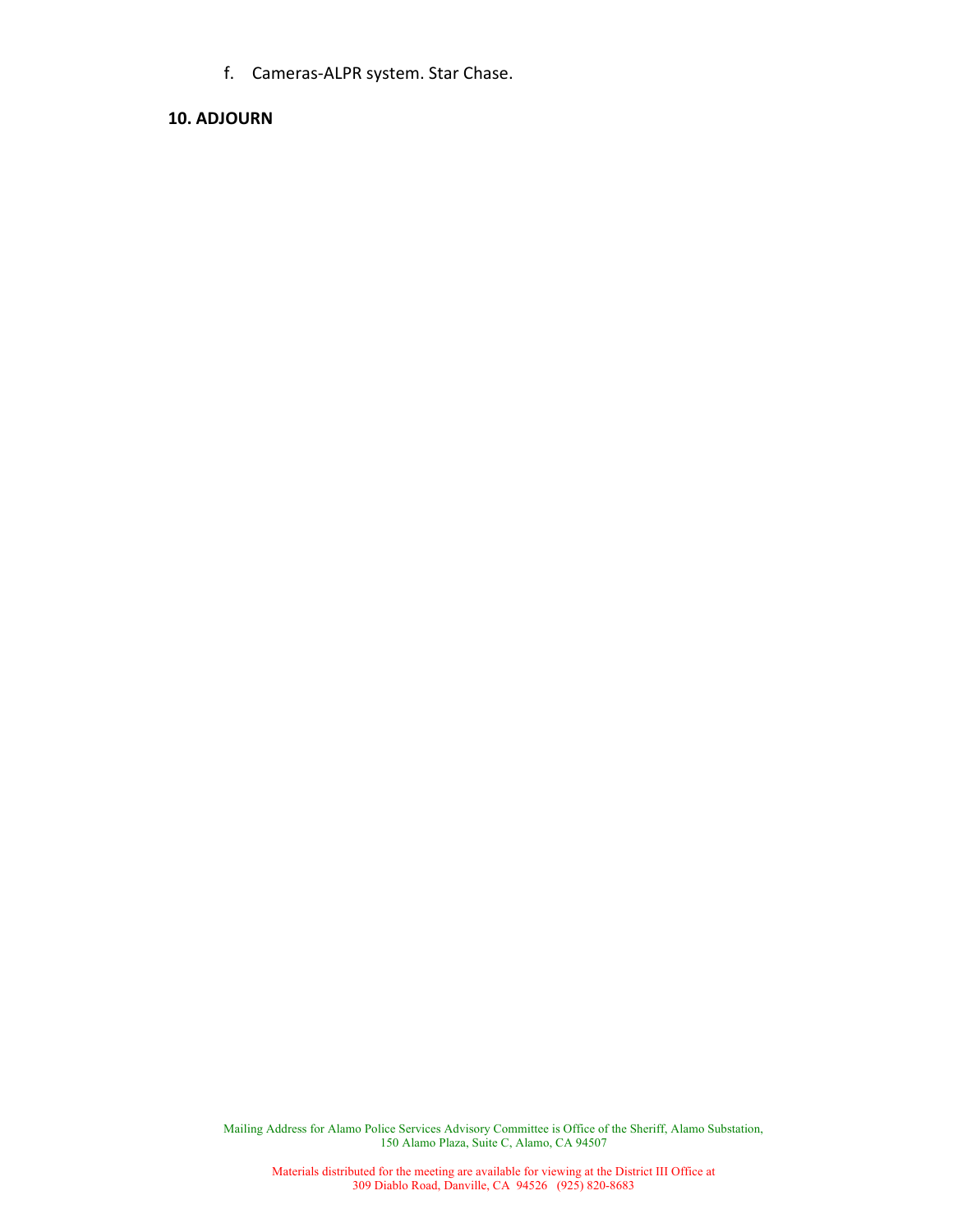f. Cameras-ALPR system. Star Chase.

**10. ADJOURN**

Mailing Address for Alamo Police Services Advisory Committee is Office of the Sheriff, Alamo Substation, 150 Alamo Plaza, Suite C, Alamo, CA 94507

Materials distributed for the meeting are available for viewing at the District III Office at 309 Diablo Road, Danville, CA 94526 (925) 820-8683